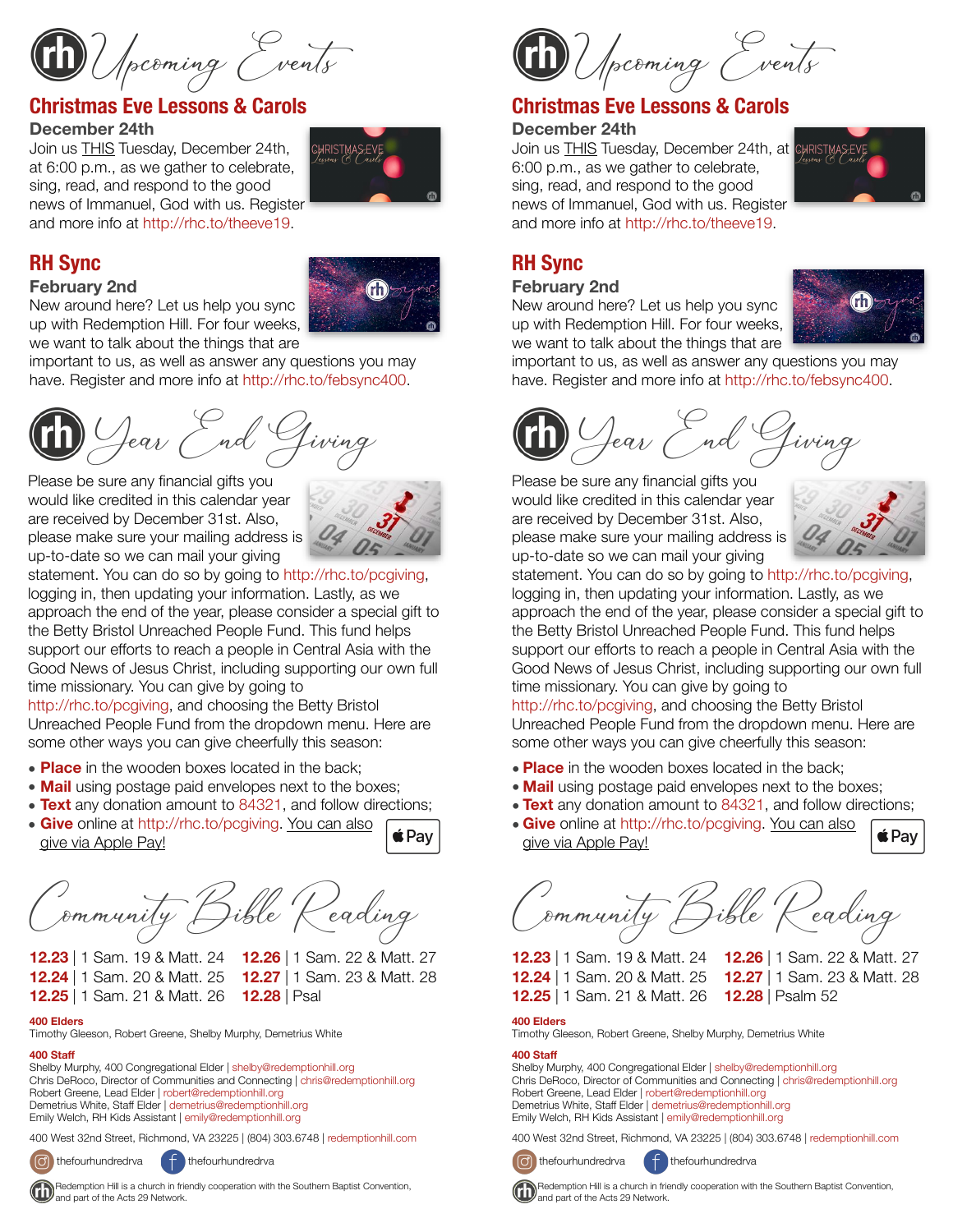# Upcoming Events

## Christmas Eve Lessons & Carols

**December 24th**

Join us THIS Tuesday, December 24th, at 6:00 p.m., as we gather to celebrate, sing, read, and respond to the good news of Immanuel, God with us. Register and more info at http://rhc.to/theeve19.

## RH Sync

**February 2nd**

New around here? Let us help you sync up with Redemption Hill. For four weeks, we want to talk about the things that are important to us, as well as answer any questions you may have. Register and more info at http://rhc.to/febsync400.

# Year End Giving

Please be sure any financial gifts you would like credited in this calendar year are received by December 31st. Also, please make sure your mailing address is up-to-date so we can mail your giving statement. You can do so by going to http://rhc.to/pcgiving, logging in, then updating your information. Lastly, as we approach the end of the year, please consider a special gift to the Betty Bristol Unreached People Fund. This fund helps support our efforts to reach a people in Central Asia with the Good News of Jesus Christ, including supporting our own full time missionary. You can give by going to http://rhc.to/pcgiving, and choosing the Betty Bristol Unreached People Fund from the dropdown menu. Here are some other ways you can give cheerfully this season:

- **Place** in the wooden boxes located in the back;
- **Mail** using postage paid envelopes next to the boxes;
- **Text** any donation amount to 84321, and follow directions;
- **Give** online at http://rhc.to/pcgiving. You can also give via Apple Pay!

Pay

# Community Bible Reading

**12.23** | 1 Sam. 19 & Matt. 24
**12.24** | 1 Sam. 20 & Matt. 25
**12.25** | 1 Sam. 21 & Matt. 26
**12.26** | 1 Sam. 22 & Matt. 27
**12.27** | 1 Sam. 23 & Matt. 28
**12.28** | Psal

**400 Elders**

Timothy Gleeson, Robert Greene, Shelby Murphy, Demetrius White

**400 Staff**

Shelby Murphy, 400 Congregational Elder | shelby@redemptionhill.org
Chris DeRoco, Director of Communities and Connecting | chris@redemptionhill.org
Robert Greene, Lead Elder | robert@redemptionhill.org
Demetrius White, Staff Elder | demetrius@redemptionhill.org
Emily Welch, RH Kids Assistant | emily@redemptionhill.org

400 West 32nd Street, Richmond, VA 23225 | (804) 303.6748 | redemptionhill.com

thefourhundredrva thefourhundredrva

Redemption Hill is a church in friendly cooperation with the Southern Baptist Convention, and part of the Acts 29 Network.

---

# Upcoming Events

## Christmas Eve Lessons & Carols

**December 24th**

Join us THIS Tuesday, December 24th, at 6:00 p.m., as we gather to celebrate, sing, read, and respond to the good news of Immanuel, God with us. Register and more info at http://rhc.to/theeve19.

## RH Sync

**February 2nd**

New around here? Let us help you sync up with Redemption Hill. For four weeks, we want to talk about the things that are important to us, as well as answer any questions you may have. Register and more info at http://rhc.to/febsync400.

# Year End Giving

Please be sure any financial gifts you would like credited in this calendar year are received by December 31st. Also, please make sure your mailing address is up-to-date so we can mail your giving statement. You can do so by going to http://rhc.to/pcgiving, logging in, then updating your information. Lastly, as we approach the end of the year, please consider a special gift to the Betty Bristol Unreached People Fund. This fund helps support our efforts to reach a people in Central Asia with the Good News of Jesus Christ, including supporting our own full time missionary. You can give by going to http://rhc.to/pcgiving, and choosing the Betty Bristol Unreached People Fund from the dropdown menu. Here are some other ways you can give cheerfully this season:

- **Place** in the wooden boxes located in the back;
- **Mail** using postage paid envelopes next to the boxes;
- **Text** any donation amount to 84321, and follow directions;
- **Give** online at http://rhc.to/pcgiving. You can also give via Apple Pay!

Pay

# Community Bible Reading

**12.23** | 1 Sam. 19 & Matt. 24
**12.24** | 1 Sam. 20 & Matt. 25
**12.25** | 1 Sam. 21 & Matt. 26
**12.26** | 1 Sam. 22 & Matt. 27
**12.27** | 1 Sam. 23 & Matt. 28
**12.28** | Psalm 52

**400 Elders**

Timothy Gleeson, Robert Greene, Shelby Murphy, Demetrius White

**400 Staff**

Shelby Murphy, 400 Congregational Elder | shelby@redemptionhill.org
Chris DeRoco, Director of Communities and Connecting | chris@redemptionhill.org
Robert Greene, Lead Elder | robert@redemptionhill.org
Demetrius White, Staff Elder | demetrius@redemptionhill.org
Emily Welch, RH Kids Assistant | emily@redemptionhill.org

400 West 32nd Street, Richmond, VA 23225 | (804) 303.6748 | redemptionhill.com

thefourhundredrva thefourhundredrva

Redemption Hill is a church in friendly cooperation with the Southern Baptist Convention, and part of the Acts 29 Network.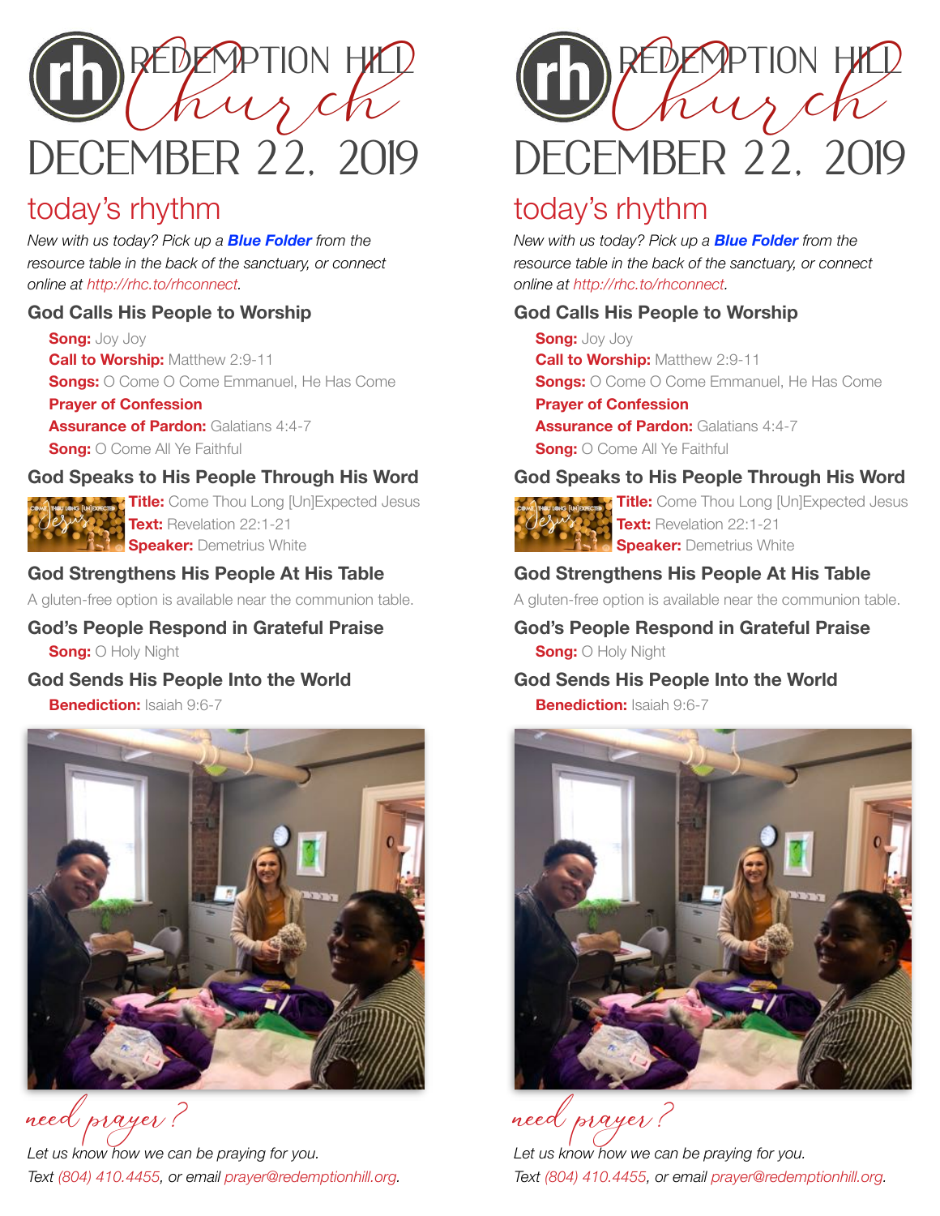# Redemption Hill Church

# December 22, 2019

## today's rhythm

*New with us today? Pick up a* ***Blue Folder*** *from the resource table in the back of the sanctuary, or connect online at http://rhc.to/rhconnect.*

### God Calls His People to Worship

**Song:** Joy Joy
**Call to Worship:** Matthew 2:9-11
**Songs:** O Come O Come Emmanuel, He Has Come
**Prayer of Confession**
**Assurance of Pardon:** Galatians 4:4-7
**Song:** O Come All Ye Faithful

### God Speaks to His People Through His Word

**Title:** Come Thou Long [Un]Expected Jesus
**Text:** Revelation 22:1-21
**Speaker:** Demetrius White

### God Strengthens His People At His Table

A gluten-free option is available near the communion table.

### God's People Respond in Grateful Praise

**Song:** O Holy Night

### God Sends His People Into the World

**Benediction:** Isaiah 9:6-7

## need prayer?

*Let us know how we can be praying for you.*
*Text (804) 410.4455, or email prayer@redemptionhill.org.*

---

# Redemption Hill Church

# December 22, 2019

## today's rhythm

*New with us today? Pick up a* ***Blue Folder*** *from the resource table in the back of the sanctuary, or connect online at http://rhc.to/rhconnect.*

### God Calls His People to Worship

**Song:** Joy Joy
**Call to Worship:** Matthew 2:9-11
**Songs:** O Come O Come Emmanuel, He Has Come
**Prayer of Confession**
**Assurance of Pardon:** Galatians 4:4-7
**Song:** O Come All Ye Faithful

### God Speaks to His People Through His Word

**Title:** Come Thou Long [Un]Expected Jesus
**Text:** Revelation 22:1-21
**Speaker:** Demetrius White

### God Strengthens His People At His Table

A gluten-free option is available near the communion table.

### God's People Respond in Grateful Praise

**Song:** O Holy Night

### God Sends His People Into the World

**Benediction:** Isaiah 9:6-7

## need prayer?

*Let us know how we can be praying for you.*
*Text (804) 410.4455, or email prayer@redemptionhill.org.*